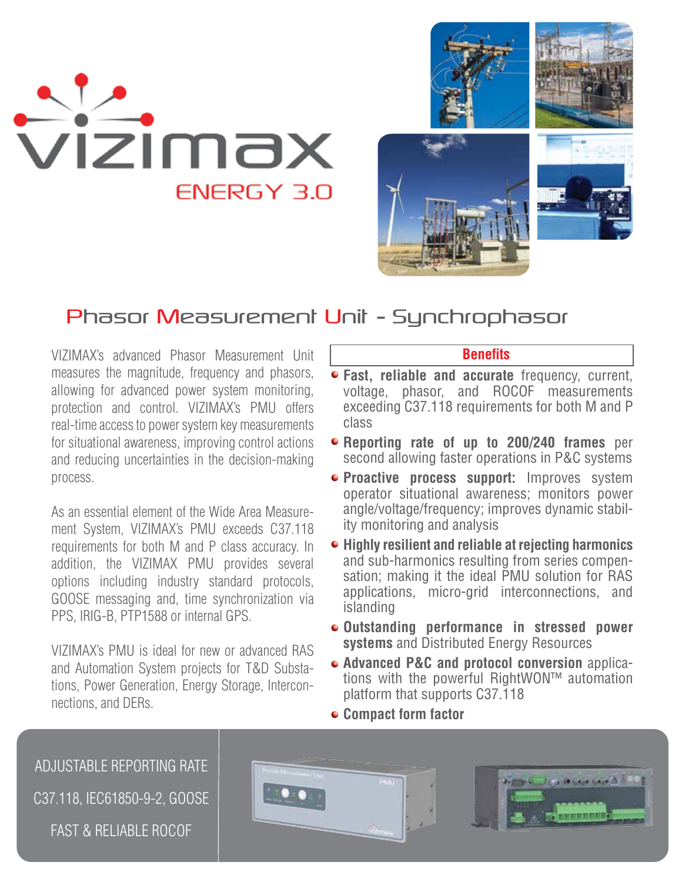# VIZIMAX

ENERGY 3.0

## Phasor Measurement Unit - Synchrophasor

VIZIMAX's advanced Phasor Measurement Unit measures the magnitude, frequency and phasors, allowing for advanced power system monitoring, protection and control. VIZIMAX's PMU offers real-time access to power system key measurements for situational awareness, improving control actions and reducing uncertainties in the decision-making process.

As an essential element of the Wide Area Measurement System, VIZIMAX's PMU exceeds C37.118 requirements for both M and P class accuracy. In addition, the VIZIMAX PMU provides several options including industry standard protocols, GOOSE messaging and, time synchronization via PPS, IRIG-B, PTP1588 or internal GPS.

VIZIMAX's PMU is ideal for new or advanced RAS and Automation System projects for T&D Substations, Power Generation, Energy Storage, Interconnections, and DERs.

### Benefits

- **Fast, reliable and accurate** frequency, current, voltage, phasor, and ROCOF measurements exceeding C37.118 requirements for both M and P class
- **Reporting rate of up to 200/240 frames** per second allowing faster operations in P&C systems
- **Proactive process support:** Improves system operator situational awareness; monitors power angle/voltage/frequency; improves dynamic stability monitoring and analysis
- **Highly resilient and reliable at rejecting harmonics** and sub-harmonics resulting from series compensation; making it the ideal PMU solution for RAS applications, micro-grid interconnections, and islanding
- **Outstanding performance in stressed power systems** and Distributed Energy Resources
- **Advanced P&C and protocol conversion** applications with the powerful RightWON™ automation platform that supports C37.118
- **Compact form factor**

ADJUSTABLE REPORTING RATE

C37.118, IEC61850-9-2, GOOSE

FAST & RELIABLE ROCOF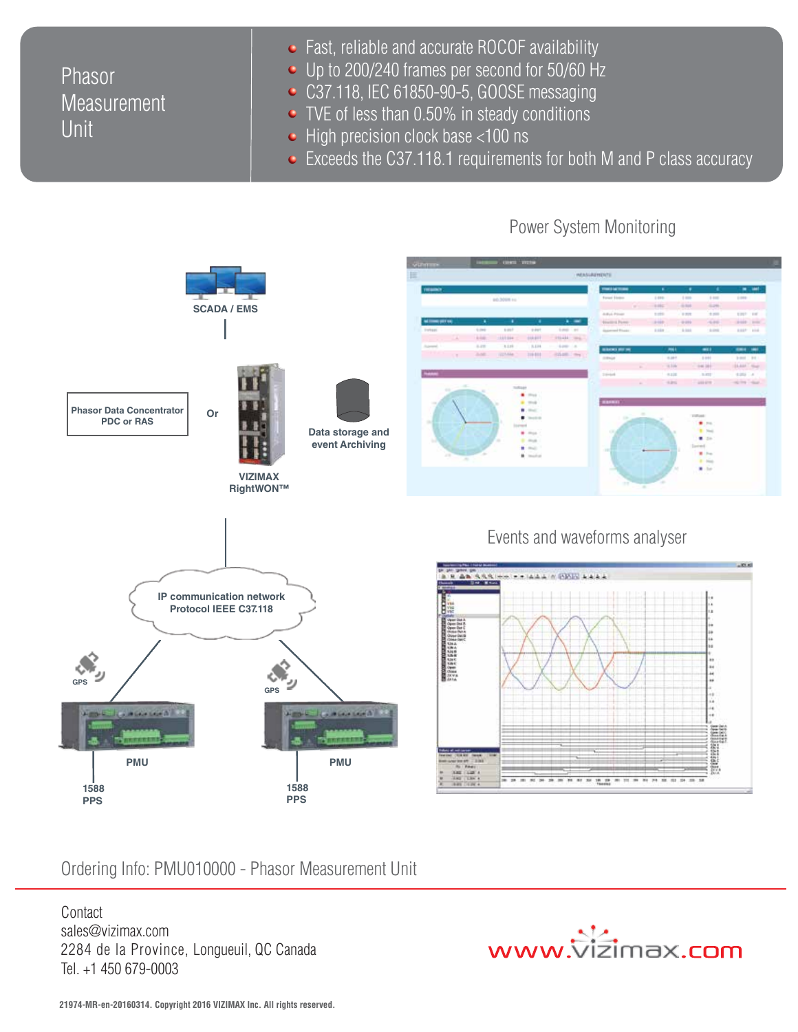# Phasor Measurement Unit

- Fast, reliable and accurate ROCOF availability
- Up to 200/240 frames per second for 50/60 Hz
- C37.118, IEC 61850-90-5, GOOSE messaging
- TVE of less than 0.50% in steady conditions
- High precision clock base <100 ns
- Exceeds the C37.118.1 requirements for both M and P class accuracy

SCADA / EMS

Phasor Data Concentrator
PDC or RAS

Or

VIZIMAX
RightWON™

Data storage and
event Archiving

IP communication network
Protocol IEEE C37.118

GPS

GPS

PMU

PMU

1588
PPS

1588
PPS

## Power System Monitoring

## Events and waveforms analyser

Ordering Info: PMU010000 - Phasor Measurement Unit

Contact
sales@vizimax.com
2284 de la Province, Longueuil, QC Canada
Tel. +1 450 679-0003

www.vizimax.com

21974-MR-en-20160314. Copyright 2016 VIZIMAX Inc. All rights reserved.